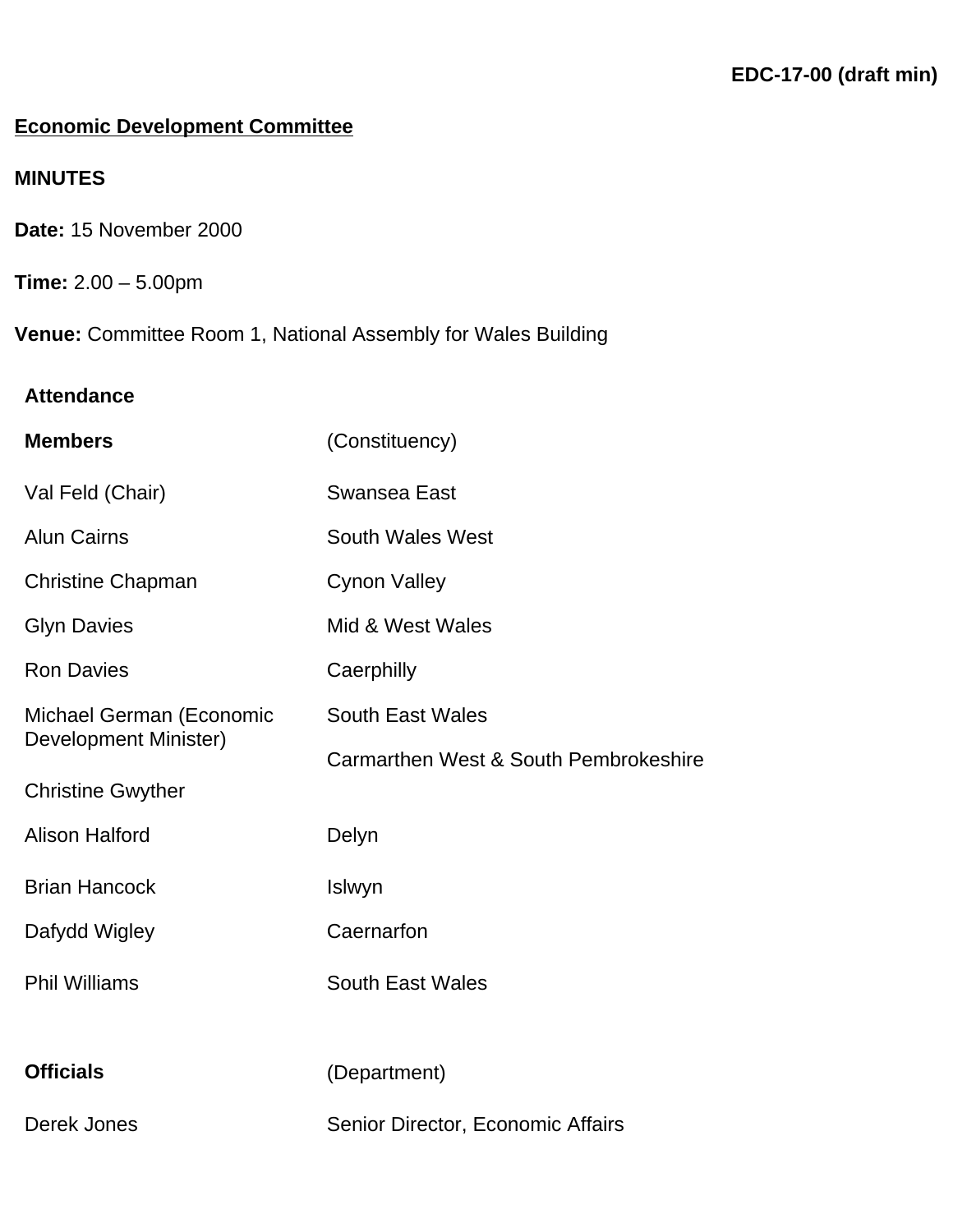**EDC-17-00 (draft min)**

**Economic Development Committee**

**MINUTES**

**Date:** 15 November 2000

**Time:** 2.00 – 5.00pm

**Venue:** Committee Room 1, National Assembly for Wales Building

**Attendance**

| **Members** | (Constituency) |
|---|---|
| Val Feld (Chair) | Swansea East |
| Alun Cairns | South Wales West |
| Christine Chapman | Cynon Valley |
| Glyn Davies | Mid & West Wales |
| Ron Davies | Caerphilly |
| Michael German (Economic Development Minister) | South East Wales |
| Christine Gwyther | Carmarthen West & South Pembrokeshire |
| Alison Halford | Delyn |
| Brian Hancock | Islwyn |
| Dafydd Wigley | Caernarfon |
| Phil Williams | South East Wales |

| **Officials** | (Department) |
|---|---|
| Derek Jones | Senior Director, Economic Affairs |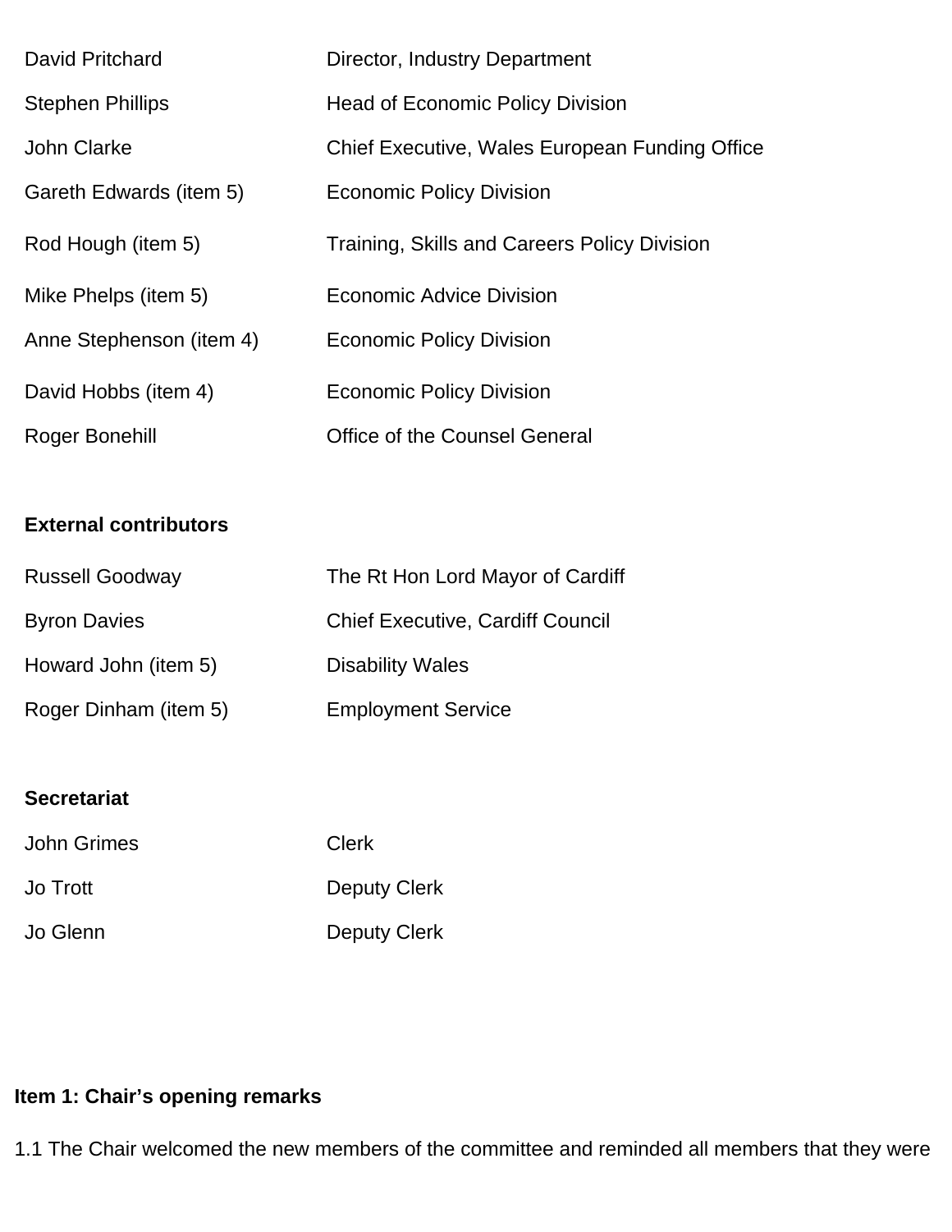| | |
|---|---|
| David Pritchard | Director, Industry Department |
| Stephen Phillips | Head of Economic Policy Division |
| John Clarke | Chief Executive, Wales European Funding Office |
| Gareth Edwards (item 5) | Economic Policy Division |
| Rod Hough (item 5) | Training, Skills and Careers Policy Division |
| Mike Phelps (item 5) | Economic Advice Division |
| Anne Stephenson (item 4) | Economic Policy Division |
| David Hobbs (item 4) | Economic Policy Division |
| Roger Bonehill | Office of the Counsel General |

**External contributors**

| | |
|---|---|
| Russell Goodway | The Rt Hon Lord Mayor of Cardiff |
| Byron Davies | Chief Executive, Cardiff Council |
| Howard John (item 5) | Disability Wales |
| Roger Dinham (item 5) | Employment Service |

**Secretariat**

| | |
|---|---|
| John Grimes | Clerk |
| Jo Trott | Deputy Clerk |
| Jo Glenn | Deputy Clerk |

**Item 1: Chair's opening remarks**

1.1 The Chair welcomed the new members of the committee and reminded all members that they were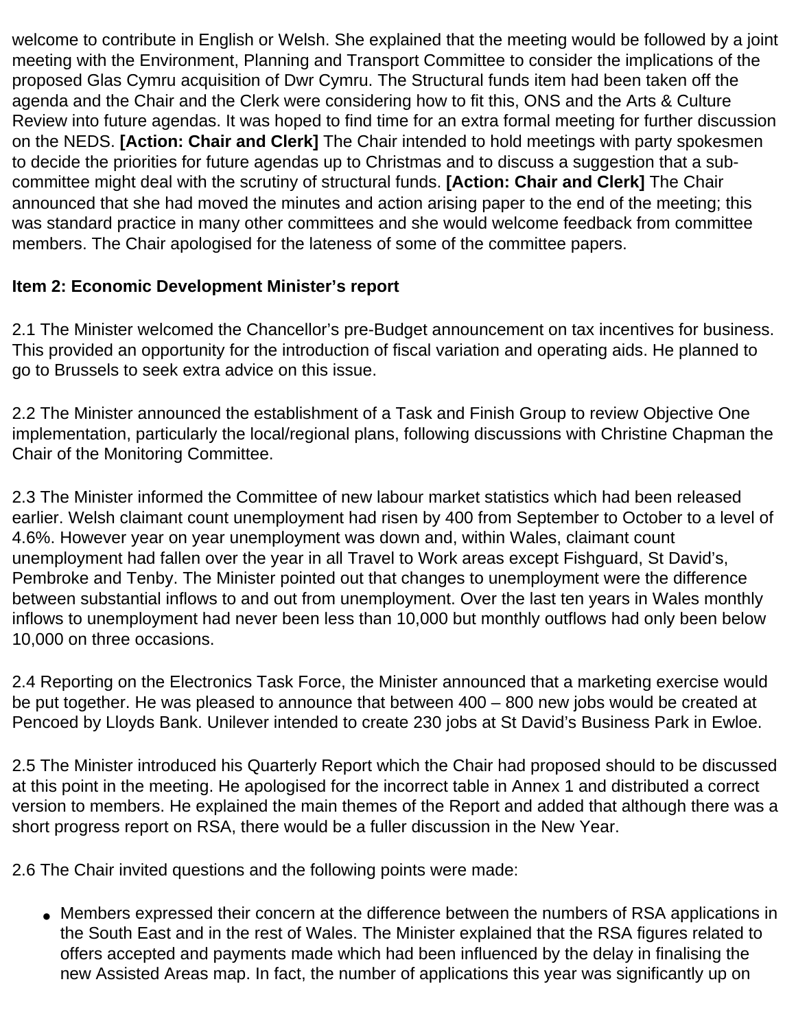welcome to contribute in English or Welsh. She explained that the meeting would be followed by a joint meeting with the Environment, Planning and Transport Committee to consider the implications of the proposed Glas Cymru acquisition of Dwr Cymru. The Structural funds item had been taken off the agenda and the Chair and the Clerk were considering how to fit this, ONS and the Arts & Culture Review into future agendas. It was hoped to find time for an extra formal meeting for further discussion on the NEDS. **[Action: Chair and Clerk]** The Chair intended to hold meetings with party spokesmen to decide the priorities for future agendas up to Christmas and to discuss a suggestion that a sub-committee might deal with the scrutiny of structural funds. **[Action: Chair and Clerk]** The Chair announced that she had moved the minutes and action arising paper to the end of the meeting; this was standard practice in many other committees and she would welcome feedback from committee members. The Chair apologised for the lateness of some of the committee papers.

**Item 2: Economic Development Minister's report**

2.1 The Minister welcomed the Chancellor's pre-Budget announcement on tax incentives for business. This provided an opportunity for the introduction of fiscal variation and operating aids. He planned to go to Brussels to seek extra advice on this issue.

2.2 The Minister announced the establishment of a Task and Finish Group to review Objective One implementation, particularly the local/regional plans, following discussions with Christine Chapman the Chair of the Monitoring Committee.

2.3 The Minister informed the Committee of new labour market statistics which had been released earlier. Welsh claimant count unemployment had risen by 400 from September to October to a level of 4.6%. However year on year unemployment was down and, within Wales, claimant count unemployment had fallen over the year in all Travel to Work areas except Fishguard, St David's, Pembroke and Tenby. The Minister pointed out that changes to unemployment were the difference between substantial inflows to and out from unemployment. Over the last ten years in Wales monthly inflows to unemployment had never been less than 10,000 but monthly outflows had only been below 10,000 on three occasions.

2.4 Reporting on the Electronics Task Force, the Minister announced that a marketing exercise would be put together. He was pleased to announce that between 400 – 800 new jobs would be created at Pencoed by Lloyds Bank. Unilever intended to create 230 jobs at St David's Business Park in Ewloe.

2.5 The Minister introduced his Quarterly Report which the Chair had proposed should to be discussed at this point in the meeting. He apologised for the incorrect table in Annex 1 and distributed a correct version to members. He explained the main themes of the Report and added that although there was a short progress report on RSA, there would be a fuller discussion in the New Year.

2.6 The Chair invited questions and the following points were made:

- Members expressed their concern at the difference between the numbers of RSA applications in the South East and in the rest of Wales. The Minister explained that the RSA figures related to offers accepted and payments made which had been influenced by the delay in finalising the new Assisted Areas map. In fact, the number of applications this year was significantly up on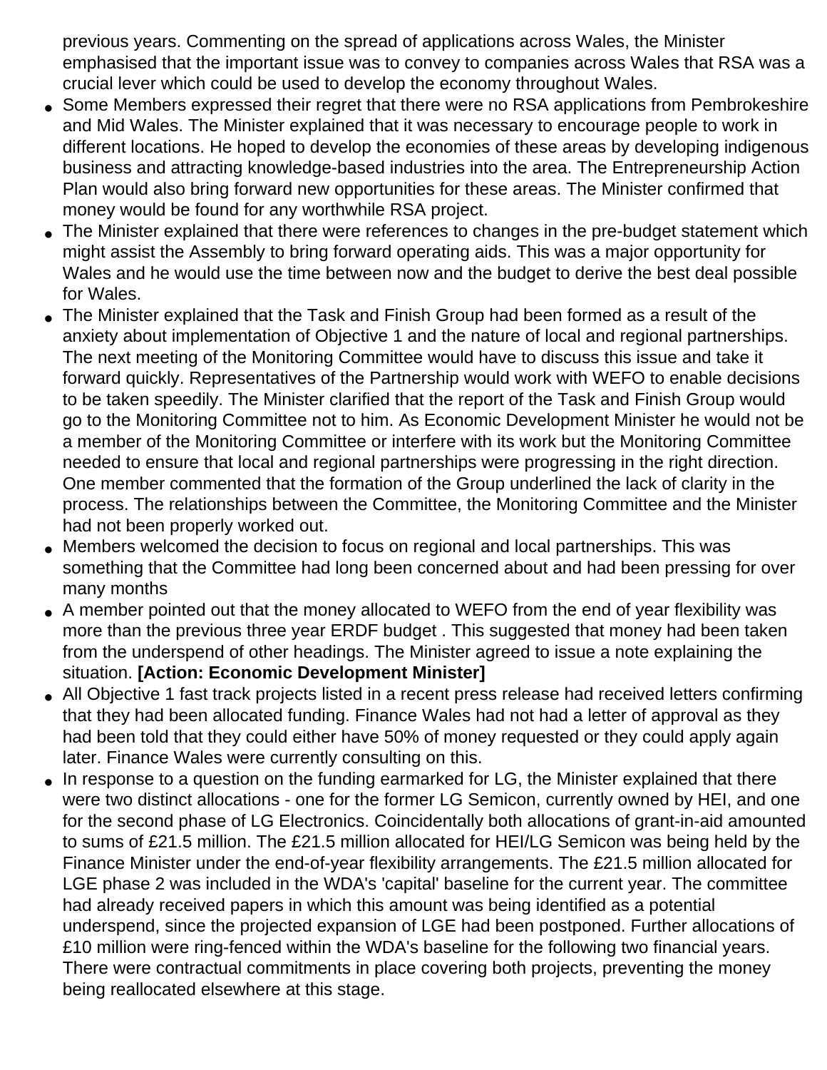previous years. Commenting on the spread of applications across Wales, the Minister emphasised that the important issue was to convey to companies across Wales that RSA was a crucial lever which could be used to develop the economy throughout Wales.

- Some Members expressed their regret that there were no RSA applications from Pembrokeshire and Mid Wales. The Minister explained that it was necessary to encourage people to work in different locations. He hoped to develop the economies of these areas by developing indigenous business and attracting knowledge-based industries into the area. The Entrepreneurship Action Plan would also bring forward new opportunities for these areas. The Minister confirmed that money would be found for any worthwhile RSA project.
- The Minister explained that there were references to changes in the pre-budget statement which might assist the Assembly to bring forward operating aids. This was a major opportunity for Wales and he would use the time between now and the budget to derive the best deal possible for Wales.
- The Minister explained that the Task and Finish Group had been formed as a result of the anxiety about implementation of Objective 1 and the nature of local and regional partnerships. The next meeting of the Monitoring Committee would have to discuss this issue and take it forward quickly. Representatives of the Partnership would work with WEFO to enable decisions to be taken speedily. The Minister clarified that the report of the Task and Finish Group would go to the Monitoring Committee not to him. As Economic Development Minister he would not be a member of the Monitoring Committee or interfere with its work but the Monitoring Committee needed to ensure that local and regional partnerships were progressing in the right direction. One member commented that the formation of the Group underlined the lack of clarity in the process. The relationships between the Committee, the Monitoring Committee and the Minister had not been properly worked out.
- Members welcomed the decision to focus on regional and local partnerships. This was something that the Committee had long been concerned about and had been pressing for over many months
- A member pointed out that the money allocated to WEFO from the end of year flexibility was more than the previous three year ERDF budget . This suggested that money had been taken from the underspend of other headings. The Minister agreed to issue a note explaining the situation. **[Action: Economic Development Minister]**
- All Objective 1 fast track projects listed in a recent press release had received letters confirming that they had been allocated funding. Finance Wales had not had a letter of approval as they had been told that they could either have 50% of money requested or they could apply again later. Finance Wales were currently consulting on this.
- In response to a question on the funding earmarked for LG, the Minister explained that there were two distinct allocations - one for the former LG Semicon, currently owned by HEI, and one for the second phase of LG Electronics. Coincidentally both allocations of grant-in-aid amounted to sums of £21.5 million. The £21.5 million allocated for HEI/LG Semicon was being held by the Finance Minister under the end-of-year flexibility arrangements. The £21.5 million allocated for LGE phase 2 was included in the WDA's 'capital' baseline for the current year. The committee had already received papers in which this amount was being identified as a potential underspend, since the projected expansion of LGE had been postponed. Further allocations of £10 million were ring-fenced within the WDA's baseline for the following two financial years. There were contractual commitments in place covering both projects, preventing the money being reallocated elsewhere at this stage.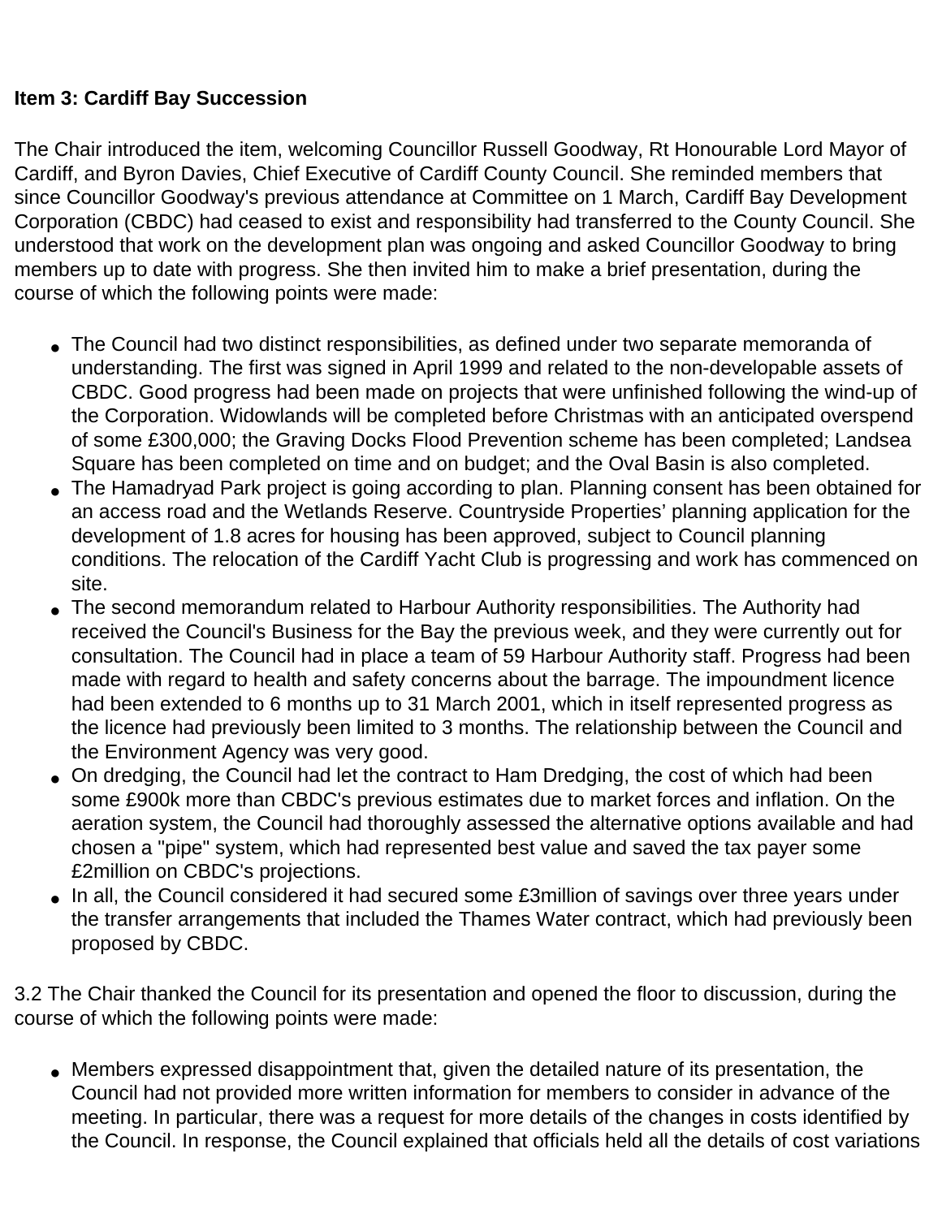**Item 3: Cardiff Bay Succession**

The Chair introduced the item, welcoming Councillor Russell Goodway, Rt Honourable Lord Mayor of Cardiff, and Byron Davies, Chief Executive of Cardiff County Council. She reminded members that since Councillor Goodway's previous attendance at Committee on 1 March, Cardiff Bay Development Corporation (CBDC) had ceased to exist and responsibility had transferred to the County Council. She understood that work on the development plan was ongoing and asked Councillor Goodway to bring members up to date with progress. She then invited him to make a brief presentation, during the course of which the following points were made:

- The Council had two distinct responsibilities, as defined under two separate memoranda of understanding. The first was signed in April 1999 and related to the non-developable assets of CBDC. Good progress had been made on projects that were unfinished following the wind-up of the Corporation. Widowlands will be completed before Christmas with an anticipated overspend of some £300,000; the Graving Docks Flood Prevention scheme has been completed; Landsea Square has been completed on time and on budget; and the Oval Basin is also completed.
- The Hamadryad Park project is going according to plan. Planning consent has been obtained for an access road and the Wetlands Reserve. Countryside Properties' planning application for the development of 1.8 acres for housing has been approved, subject to Council planning conditions. The relocation of the Cardiff Yacht Club is progressing and work has commenced on site.
- The second memorandum related to Harbour Authority responsibilities. The Authority had received the Council's Business for the Bay the previous week, and they were currently out for consultation. The Council had in place a team of 59 Harbour Authority staff. Progress had been made with regard to health and safety concerns about the barrage. The impoundment licence had been extended to 6 months up to 31 March 2001, which in itself represented progress as the licence had previously been limited to 3 months. The relationship between the Council and the Environment Agency was very good.
- On dredging, the Council had let the contract to Ham Dredging, the cost of which had been some £900k more than CBDC's previous estimates due to market forces and inflation. On the aeration system, the Council had thoroughly assessed the alternative options available and had chosen a "pipe" system, which had represented best value and saved the tax payer some £2million on CBDC's projections.
- In all, the Council considered it had secured some £3million of savings over three years under the transfer arrangements that included the Thames Water contract, which had previously been proposed by CBDC.

3.2 The Chair thanked the Council for its presentation and opened the floor to discussion, during the course of which the following points were made:

- Members expressed disappointment that, given the detailed nature of its presentation, the Council had not provided more written information for members to consider in advance of the meeting. In particular, there was a request for more details of the changes in costs identified by the Council. In response, the Council explained that officials held all the details of cost variations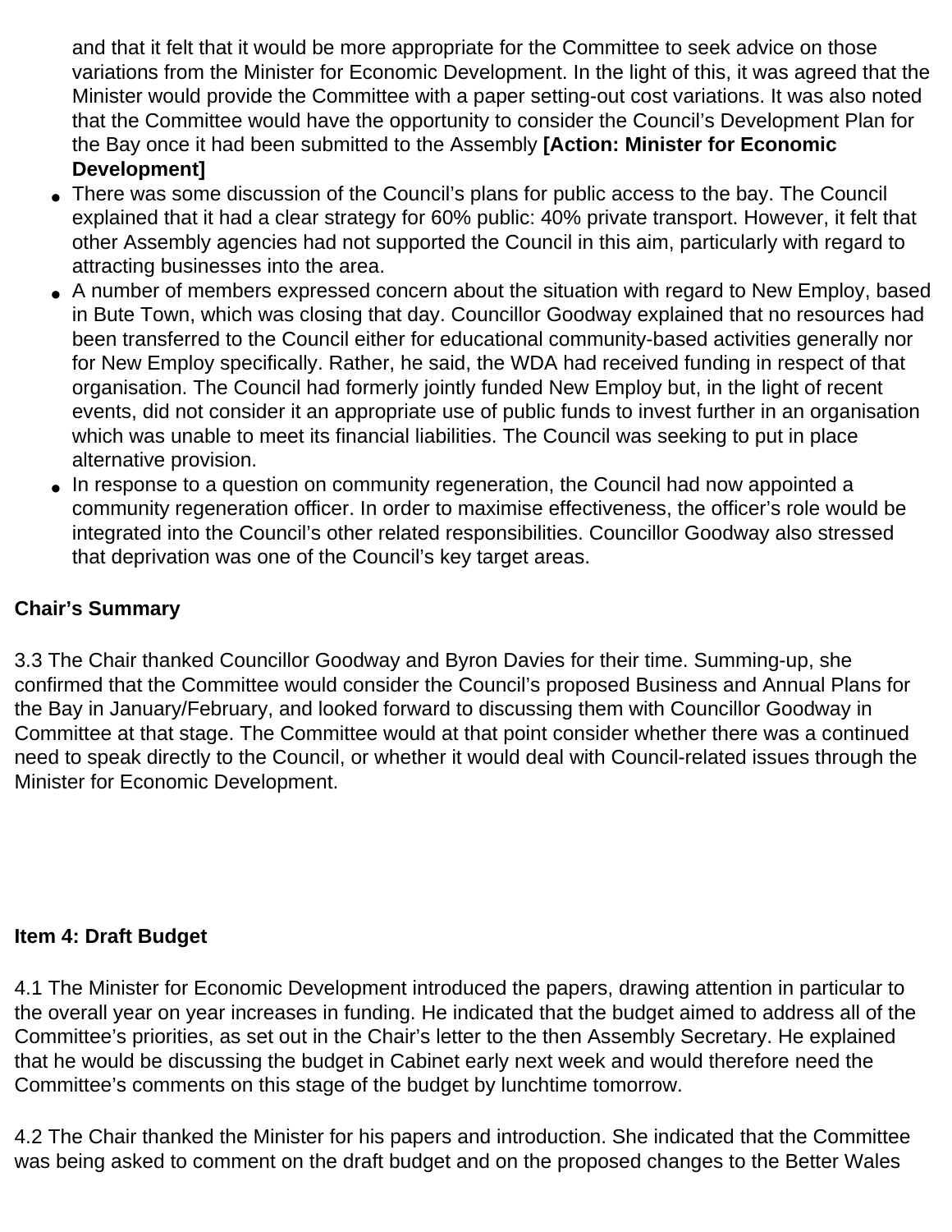and that it felt that it would be more appropriate for the Committee to seek advice on those variations from the Minister for Economic Development. In the light of this, it was agreed that the Minister would provide the Committee with a paper setting-out cost variations. It was also noted that the Committee would have the opportunity to consider the Council's Development Plan for the Bay once it had been submitted to the Assembly **[Action: Minister for Economic Development]**

- There was some discussion of the Council's plans for public access to the bay. The Council explained that it had a clear strategy for 60% public: 40% private transport. However, it felt that other Assembly agencies had not supported the Council in this aim, particularly with regard to attracting businesses into the area.
- A number of members expressed concern about the situation with regard to New Employ, based in Bute Town, which was closing that day. Councillor Goodway explained that no resources had been transferred to the Council either for educational community-based activities generally nor for New Employ specifically. Rather, he said, the WDA had received funding in respect of that organisation. The Council had formerly jointly funded New Employ but, in the light of recent events, did not consider it an appropriate use of public funds to invest further in an organisation which was unable to meet its financial liabilities. The Council was seeking to put in place alternative provision.
- In response to a question on community regeneration, the Council had now appointed a community regeneration officer. In order to maximise effectiveness, the officer's role would be integrated into the Council's other related responsibilities. Councillor Goodway also stressed that deprivation was one of the Council's key target areas.

**Chair's Summary**

3.3 The Chair thanked Councillor Goodway and Byron Davies for their time. Summing-up, she confirmed that the Committee would consider the Council's proposed Business and Annual Plans for the Bay in January/February, and looked forward to discussing them with Councillor Goodway in Committee at that stage. The Committee would at that point consider whether there was a continued need to speak directly to the Council, or whether it would deal with Council-related issues through the Minister for Economic Development.

**Item 4: Draft Budget**

4.1 The Minister for Economic Development introduced the papers, drawing attention in particular to the overall year on year increases in funding. He indicated that the budget aimed to address all of the Committee's priorities, as set out in the Chair's letter to the then Assembly Secretary. He explained that he would be discussing the budget in Cabinet early next week and would therefore need the Committee's comments on this stage of the budget by lunchtime tomorrow.

4.2 The Chair thanked the Minister for his papers and introduction. She indicated that the Committee was being asked to comment on the draft budget and on the proposed changes to the Better Wales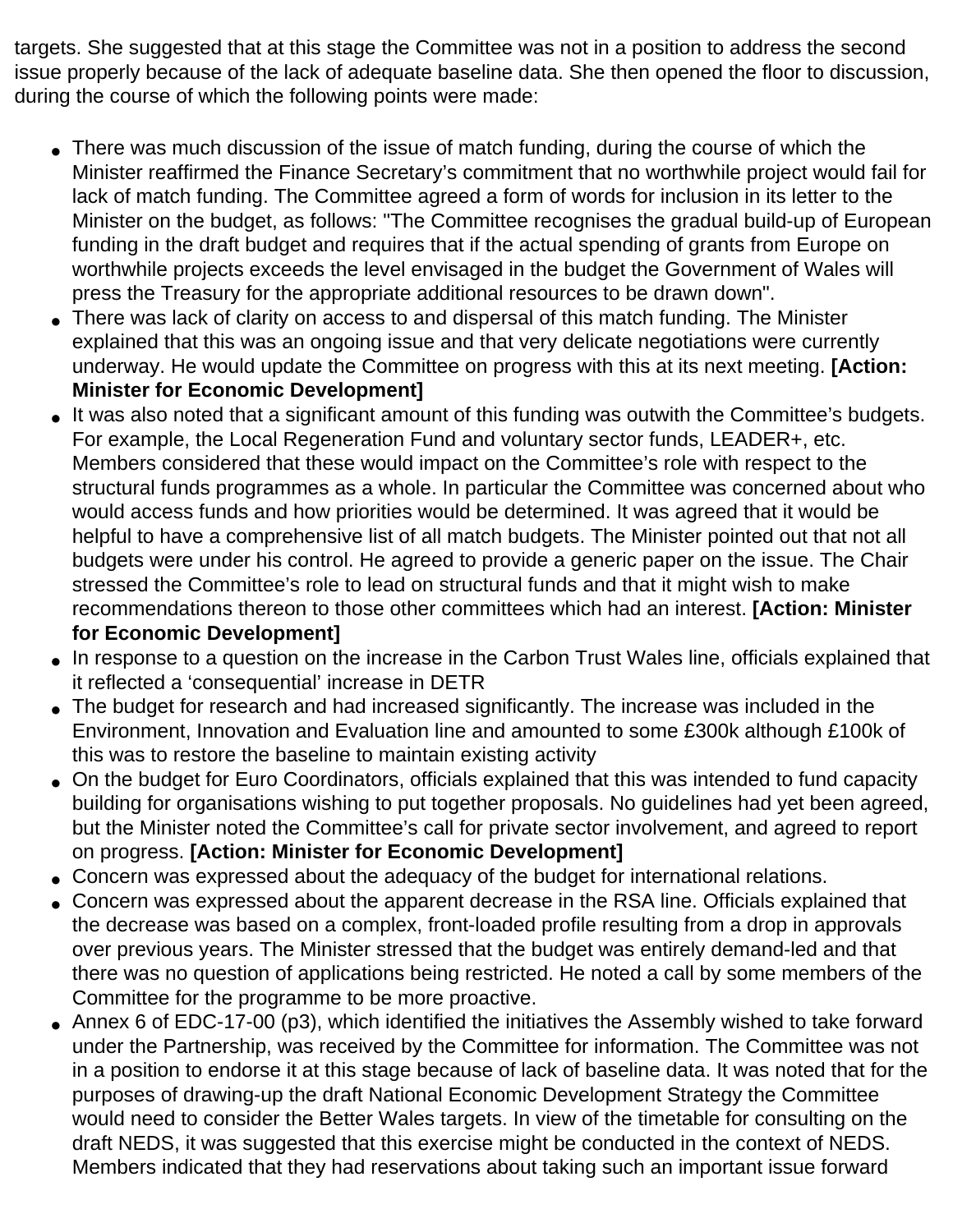targets. She suggested that at this stage the Committee was not in a position to address the second issue properly because of the lack of adequate baseline data. She then opened the floor to discussion, during the course of which the following points were made:

- There was much discussion of the issue of match funding, during the course of which the Minister reaffirmed the Finance Secretary's commitment that no worthwhile project would fail for lack of match funding. The Committee agreed a form of words for inclusion in its letter to the Minister on the budget, as follows: "The Committee recognises the gradual build-up of European funding in the draft budget and requires that if the actual spending of grants from Europe on worthwhile projects exceeds the level envisaged in the budget the Government of Wales will press the Treasury for the appropriate additional resources to be drawn down".
- There was lack of clarity on access to and dispersal of this match funding. The Minister explained that this was an ongoing issue and that very delicate negotiations were currently underway. He would update the Committee on progress with this at its next meeting. **[Action: Minister for Economic Development]**
- It was also noted that a significant amount of this funding was outwith the Committee's budgets. For example, the Local Regeneration Fund and voluntary sector funds, LEADER+, etc. Members considered that these would impact on the Committee's role with respect to the structural funds programmes as a whole. In particular the Committee was concerned about who would access funds and how priorities would be determined. It was agreed that it would be helpful to have a comprehensive list of all match budgets. The Minister pointed out that not all budgets were under his control. He agreed to provide a generic paper on the issue. The Chair stressed the Committee's role to lead on structural funds and that it might wish to make recommendations thereon to those other committees which had an interest. **[Action: Minister for Economic Development]**
- In response to a question on the increase in the Carbon Trust Wales line, officials explained that it reflected a 'consequential' increase in DETR
- The budget for research and had increased significantly. The increase was included in the Environment, Innovation and Evaluation line and amounted to some £300k although £100k of this was to restore the baseline to maintain existing activity
- On the budget for Euro Coordinators, officials explained that this was intended to fund capacity building for organisations wishing to put together proposals. No guidelines had yet been agreed, but the Minister noted the Committee's call for private sector involvement, and agreed to report on progress. **[Action: Minister for Economic Development]**
- Concern was expressed about the adequacy of the budget for international relations.
- Concern was expressed about the apparent decrease in the RSA line. Officials explained that the decrease was based on a complex, front-loaded profile resulting from a drop in approvals over previous years. The Minister stressed that the budget was entirely demand-led and that there was no question of applications being restricted. He noted a call by some members of the Committee for the programme to be more proactive.
- Annex 6 of EDC-17-00 (p3), which identified the initiatives the Assembly wished to take forward under the Partnership, was received by the Committee for information. The Committee was not in a position to endorse it at this stage because of lack of baseline data. It was noted that for the purposes of drawing-up the draft National Economic Development Strategy the Committee would need to consider the Better Wales targets. In view of the timetable for consulting on the draft NEDS, it was suggested that this exercise might be conducted in the context of NEDS. Members indicated that they had reservations about taking such an important issue forward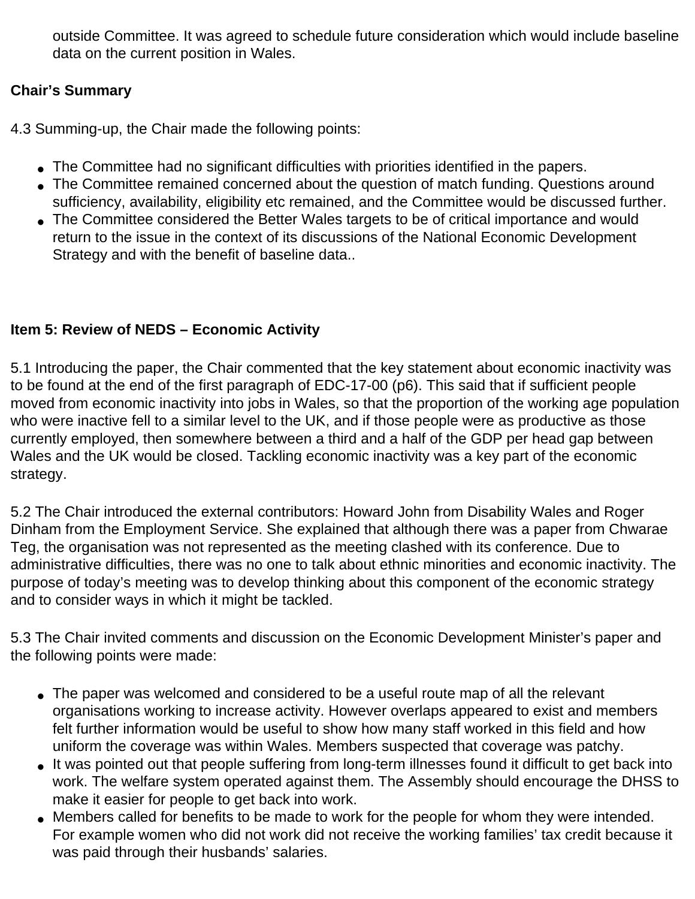outside Committee. It was agreed to schedule future consideration which would include baseline data on the current position in Wales.

**Chair's Summary**

4.3 Summing-up, the Chair made the following points:

- The Committee had no significant difficulties with priorities identified in the papers.
- The Committee remained concerned about the question of match funding. Questions around sufficiency, availability, eligibility etc remained, and the Committee would be discussed further.
- The Committee considered the Better Wales targets to be of critical importance and would return to the issue in the context of its discussions of the National Economic Development Strategy and with the benefit of baseline data..

**Item 5: Review of NEDS – Economic Activity**

5.1 Introducing the paper, the Chair commented that the key statement about economic inactivity was to be found at the end of the first paragraph of EDC-17-00 (p6). This said that if sufficient people moved from economic inactivity into jobs in Wales, so that the proportion of the working age population who were inactive fell to a similar level to the UK, and if those people were as productive as those currently employed, then somewhere between a third and a half of the GDP per head gap between Wales and the UK would be closed. Tackling economic inactivity was a key part of the economic strategy.

5.2 The Chair introduced the external contributors: Howard John from Disability Wales and Roger Dinham from the Employment Service. She explained that although there was a paper from Chwarae Teg, the organisation was not represented as the meeting clashed with its conference. Due to administrative difficulties, there was no one to talk about ethnic minorities and economic inactivity. The purpose of today's meeting was to develop thinking about this component of the economic strategy and to consider ways in which it might be tackled.

5.3 The Chair invited comments and discussion on the Economic Development Minister's paper and the following points were made:

- The paper was welcomed and considered to be a useful route map of all the relevant organisations working to increase activity. However overlaps appeared to exist and members felt further information would be useful to show how many staff worked in this field and how uniform the coverage was within Wales. Members suspected that coverage was patchy.
- It was pointed out that people suffering from long-term illnesses found it difficult to get back into work. The welfare system operated against them. The Assembly should encourage the DHSS to make it easier for people to get back into work.
- Members called for benefits to be made to work for the people for whom they were intended. For example women who did not work did not receive the working families' tax credit because it was paid through their husbands' salaries.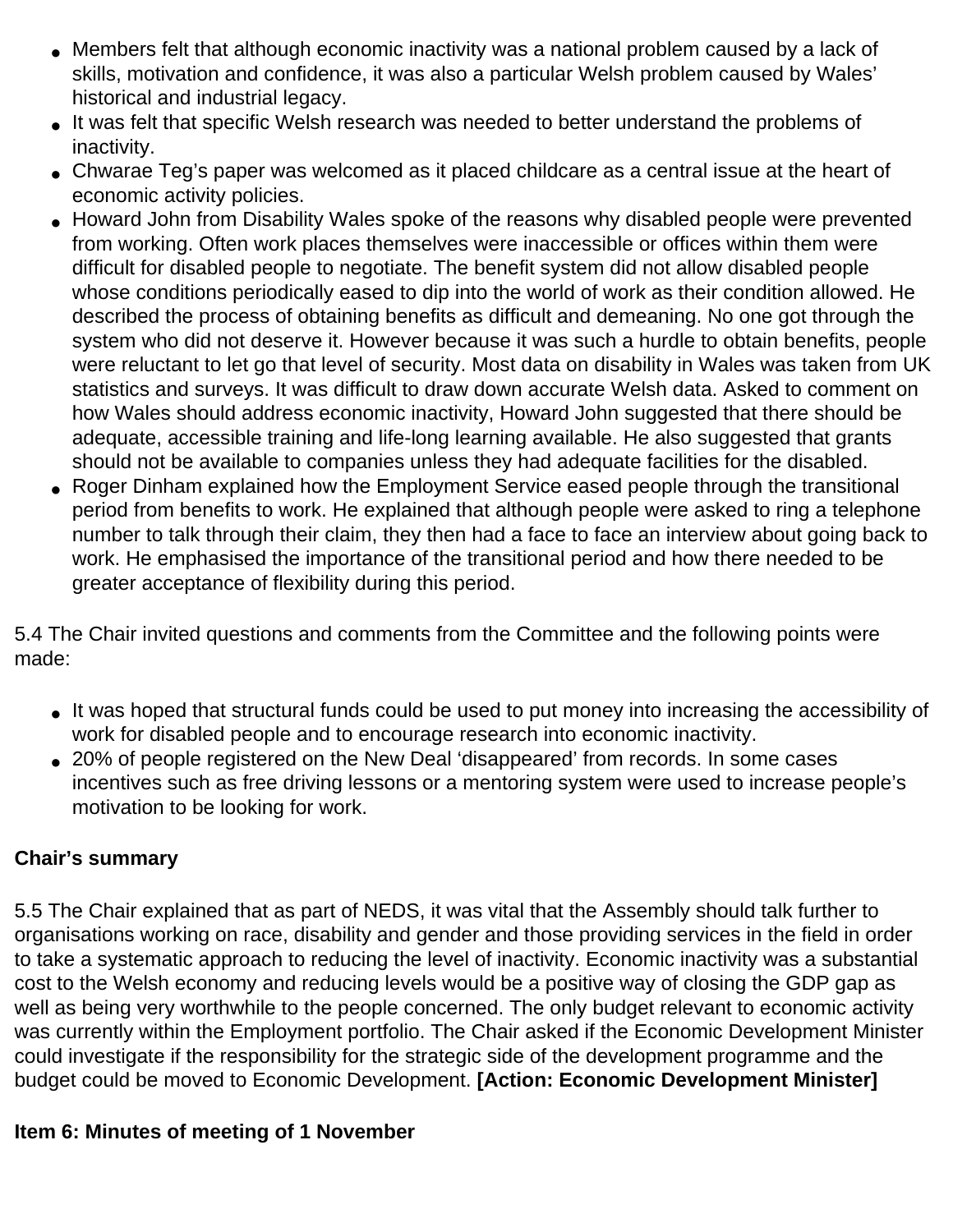- Members felt that although economic inactivity was a national problem caused by a lack of skills, motivation and confidence, it was also a particular Welsh problem caused by Wales' historical and industrial legacy.
- It was felt that specific Welsh research was needed to better understand the problems of inactivity.
- Chwarae Teg's paper was welcomed as it placed childcare as a central issue at the heart of economic activity policies.
- Howard John from Disability Wales spoke of the reasons why disabled people were prevented from working. Often work places themselves were inaccessible or offices within them were difficult for disabled people to negotiate. The benefit system did not allow disabled people whose conditions periodically eased to dip into the world of work as their condition allowed. He described the process of obtaining benefits as difficult and demeaning. No one got through the system who did not deserve it. However because it was such a hurdle to obtain benefits, people were reluctant to let go that level of security. Most data on disability in Wales was taken from UK statistics and surveys. It was difficult to draw down accurate Welsh data. Asked to comment on how Wales should address economic inactivity, Howard John suggested that there should be adequate, accessible training and life-long learning available. He also suggested that grants should not be available to companies unless they had adequate facilities for the disabled.
- Roger Dinham explained how the Employment Service eased people through the transitional period from benefits to work. He explained that although people were asked to ring a telephone number to talk through their claim, they then had a face to face an interview about going back to work. He emphasised the importance of the transitional period and how there needed to be greater acceptance of flexibility during this period.

5.4 The Chair invited questions and comments from the Committee and the following points were made:

- It was hoped that structural funds could be used to put money into increasing the accessibility of work for disabled people and to encourage research into economic inactivity.
- 20% of people registered on the New Deal 'disappeared' from records. In some cases incentives such as free driving lessons or a mentoring system were used to increase people's motivation to be looking for work.

**Chair's summary**

5.5 The Chair explained that as part of NEDS, it was vital that the Assembly should talk further to organisations working on race, disability and gender and those providing services in the field in order to take a systematic approach to reducing the level of inactivity. Economic inactivity was a substantial cost to the Welsh economy and reducing levels would be a positive way of closing the GDP gap as well as being very worthwhile to the people concerned. The only budget relevant to economic activity was currently within the Employment portfolio. The Chair asked if the Economic Development Minister could investigate if the responsibility for the strategic side of the development programme and the budget could be moved to Economic Development. **[Action: Economic Development Minister]**

**Item 6: Minutes of meeting of 1 November**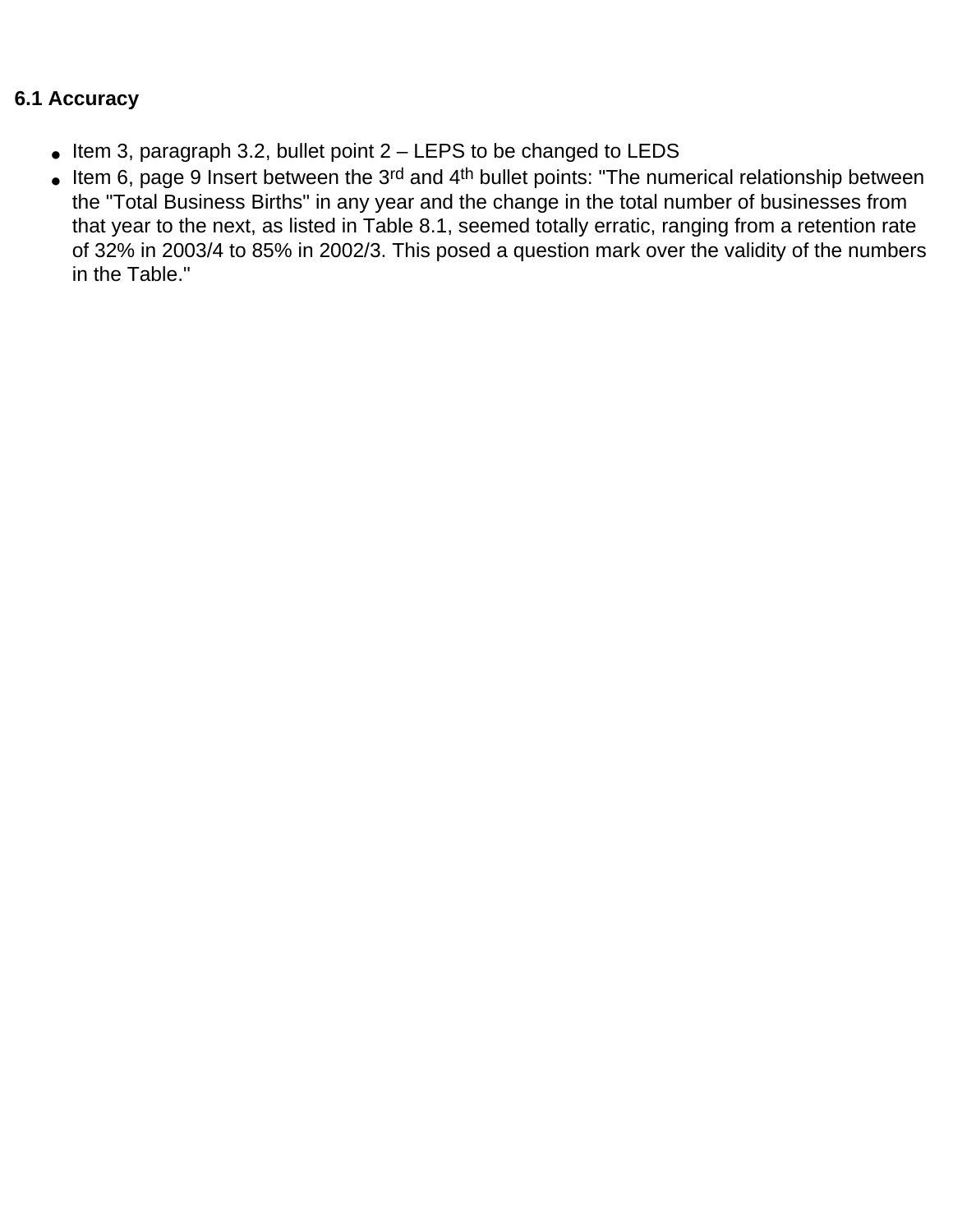### 6.1 Accuracy

- Item 3, paragraph 3.2, bullet point 2 – LEPS to be changed to LEDS
- Item 6, page 9 Insert between the 3rd and 4th bullet points: "The numerical relationship between the "Total Business Births" in any year and the change in the total number of businesses from that year to the next, as listed in Table 8.1, seemed totally erratic, ranging from a retention rate of 32% in 2003/4 to 85% in 2002/3. This posed a question mark over the validity of the numbers in the Table."